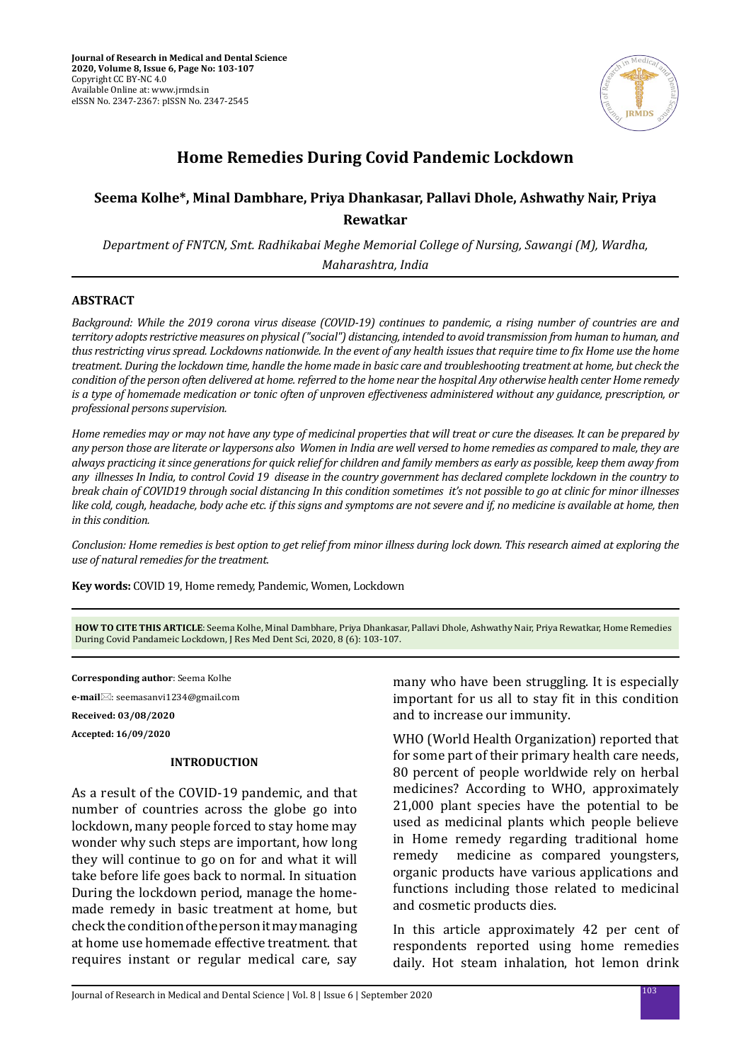# Home Remedies During Covid Pandemic Lockdown

**Seema Kolhe*, Minal Dambhare, Priya Dhankasar, Pallavi Dhole, Ashwathy Nair, Priya Rewatkar**

*Department of FNTCN, Smt. Radhikabai Meghe Memorial College of Nursing, Sawangi (M), Wardha, Maharashtra, India*

## ABSTRACT

*Background: While the 2019 corona virus disease (COVID-19) continues to pandemic, a rising number of countries are and territory adopts restrictive measures on physical ("social") distancing, intended to avoid transmission from human to human, and thus restricting virus spread. Lockdowns nationwide. In the event of any health issues that require time to fix Home use the home treatment. During the lockdown time, handle the home made in basic care and troubleshooting treatment at home, but check the condition of the person often delivered at home. referred to the home near the hospital Any otherwise health center Home remedy is a type of homemade medication or tonic often of unproven effectiveness administered without any guidance, prescription, or professional persons supervision.*

*Home remedies may or may not have any type of medicinal properties that will treat or cure the diseases. It can be prepared by any person those are literate or laypersons also Women in India are well versed to home remedies as compared to male, they are always practicing it since generations for quick relief for children and family members as early as possible, keep them away from any illnesses In India, to control Covid 19 disease in the country government has declared complete lockdown in the country to break chain of COVID19 through social distancing In this condition sometimes it's not possible to go at clinic for minor illnesses like cold, cough, headache, body ache etc. if this signs and symptoms are not severe and if, no medicine is available at home, then in this condition.*

*Conclusion: Home remedies is best option to get relief from minor illness during lock down. This research aimed at exploring the use of natural remedies for the treatment.*

**Key words:** COVID 19, Home remedy, Pandemic, Women, Lockdown

**HOW TO CITE THIS ARTICLE**: Seema Kolhe, Minal Dambhare, Priya Dhankasar, Pallavi Dhole, Ashwathy Nair, Priya Rewatkar, Home Remedies During Covid Pandameic Lockdown, J Res Med Dent Sci, 2020, 8 (6): 103-107.

**Corresponding author**: Seema Kolhe

**e-mail**: seemasanvi1234@gmail.com

**Received: 03/08/2020**

**Accepted: 16/09/2020**

## INTRODUCTION

As a result of the COVID-19 pandemic, and that number of countries across the globe go into lockdown, many people forced to stay home may wonder why such steps are important, how long they will continue to go on for and what it will take before life goes back to normal. In situation During the lockdown period, manage the home-made remedy in basic treatment at home, but check the condition of the person it may managing at home use homemade effective treatment. that requires instant or regular medical care, say many who have been struggling. It is especially important for us all to stay fit in this condition and to increase our immunity.

WHO (World Health Organization) reported that for some part of their primary health care needs, 80 percent of people worldwide rely on herbal medicines? According to WHO, approximately 21,000 plant species have the potential to be used as medicinal plants which people believe in Home remedy regarding traditional home remedy medicine as compared youngsters, organic products have various applications and functions including those related to medicinal and cosmetic products dies.

In this article approximately 42 per cent of respondents reported using home remedies daily. Hot steam inhalation, hot lemon drink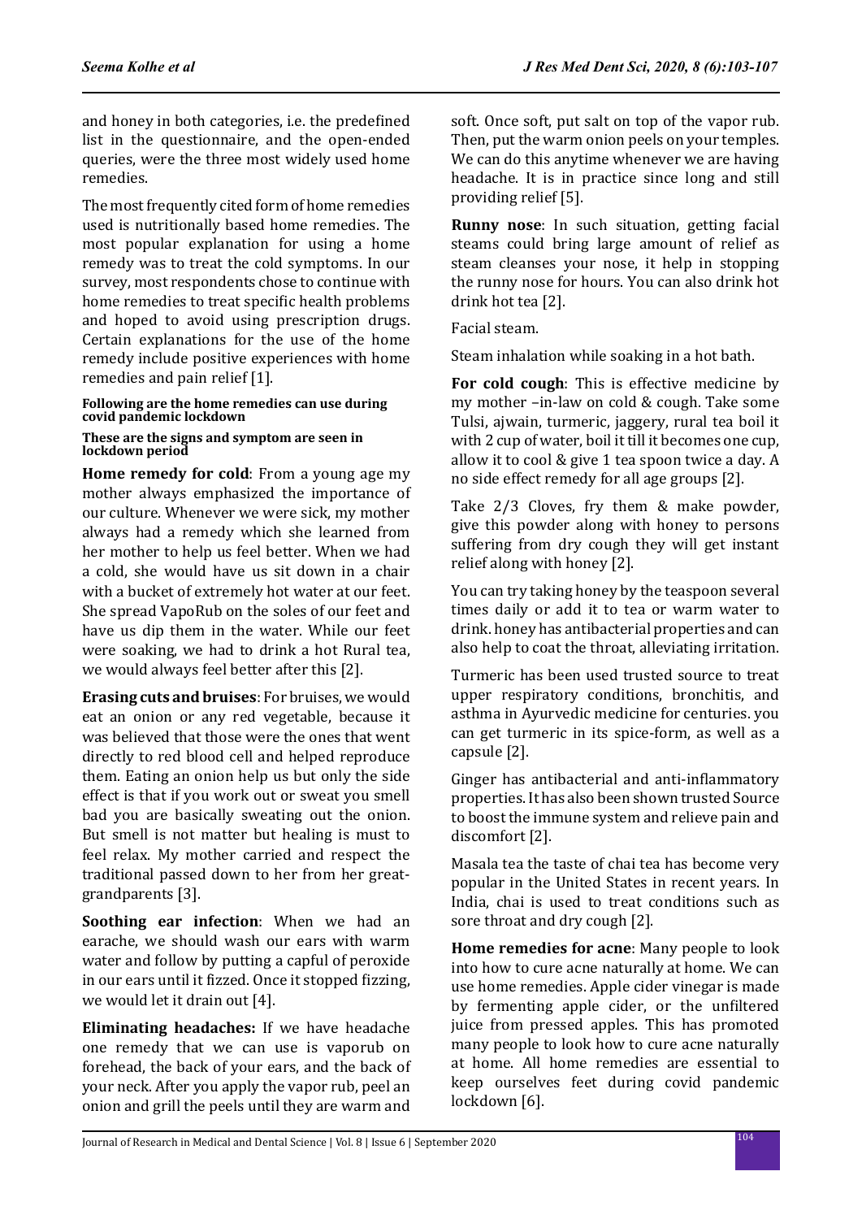and honey in both categories, i.e. the predefined list in the questionnaire, and the open-ended queries, were the three most widely used home remedies.

The most frequently cited form of home remedies used is nutritionally based home remedies. The most popular explanation for using a home remedy was to treat the cold symptoms. In our survey, most respondents chose to continue with home remedies to treat specific health problems and hoped to avoid using prescription drugs. Certain explanations for the use of the home remedy include positive experiences with home remedies and pain relief [1].

#### Following are the home remedies can use during covid pandemic lockdown

#### These are the signs and symptom are seen in lockdown period

**Home remedy for cold**: From a young age my mother always emphasized the importance of our culture. Whenever we were sick, my mother always had a remedy which she learned from her mother to help us feel better. When we had a cold, she would have us sit down in a chair with a bucket of extremely hot water at our feet. She spread VapoRub on the soles of our feet and have us dip them in the water. While our feet were soaking, we had to drink a hot Rural tea, we would always feel better after this [2].

**Erasing cuts and bruises**: For bruises, we would eat an onion or any red vegetable, because it was believed that those were the ones that went directly to red blood cell and helped reproduce them. Eating an onion help us but only the side effect is that if you work out or sweat you smell bad you are basically sweating out the onion. But smell is not matter but healing is must to feel relax. My mother carried and respect the traditional passed down to her from her great-grandparents [3].

**Soothing ear infection**: When we had an earache, we should wash our ears with warm water and follow by putting a capful of peroxide in our ears until it fizzed. Once it stopped fizzing, we would let it drain out [4].

**Eliminating headaches:** If we have headache one remedy that we can use is vaporub on forehead, the back of your ears, and the back of your neck. After you apply the vapor rub, peel an onion and grill the peels until they are warm and soft. Once soft, put salt on top of the vapor rub. Then, put the warm onion peels on your temples. We can do this anytime whenever we are having headache. It is in practice since long and still providing relief [5].

**Runny nose**: In such situation, getting facial steams could bring large amount of relief as steam cleanses your nose, it help in stopping the runny nose for hours. You can also drink hot drink hot tea [2].

Facial steam.

Steam inhalation while soaking in a hot bath.

**For cold cough**: This is effective medicine by my mother –in-law on cold & cough. Take some Tulsi, ajwain, turmeric, jaggery, rural tea boil it with 2 cup of water, boil it till it becomes one cup, allow it to cool & give 1 tea spoon twice a day. A no side effect remedy for all age groups [2].

Take 2/3 Cloves, fry them & make powder, give this powder along with honey to persons suffering from dry cough they will get instant relief along with honey [2].

You can try taking honey by the teaspoon several times daily or add it to tea or warm water to drink. honey has antibacterial properties and can also help to coat the throat, alleviating irritation.

Turmeric has been used trusted source to treat upper respiratory conditions, bronchitis, and asthma in Ayurvedic medicine for centuries. you can get turmeric in its spice-form, as well as a capsule [2].

Ginger has antibacterial and anti-inflammatory properties. It has also been shown trusted Source to boost the immune system and relieve pain and discomfort [2].

Masala tea the taste of chai tea has become very popular in the United States in recent years. In India, chai is used to treat conditions such as sore throat and dry cough [2].

**Home remedies for acne**: Many people to look into how to cure acne naturally at home. We can use home remedies. Apple cider vinegar is made by fermenting apple cider, or the unfiltered juice from pressed apples. This has promoted many people to look how to cure acne naturally at home. All home remedies are essential to keep ourselves feet during covid pandemic lockdown [6].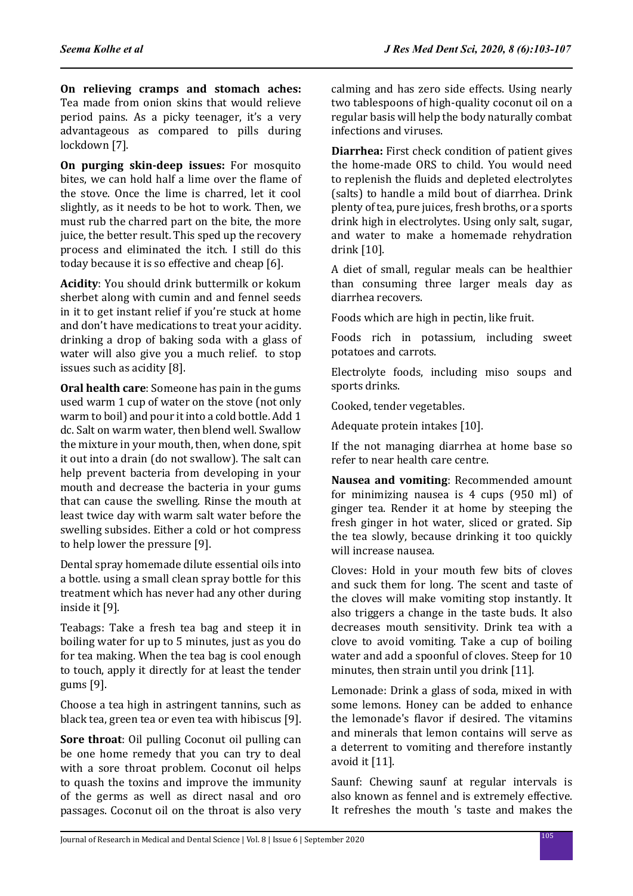**On relieving cramps and stomach aches:** Tea made from onion skins that would relieve period pains. As a picky teenager, it's a very advantageous as compared to pills during lockdown [7].

**On purging skin-deep issues:** For mosquito bites, we can hold half a lime over the flame of the stove. Once the lime is charred, let it cool slightly, as it needs to be hot to work. Then, we must rub the charred part on the bite, the more juice, the better result. This sped up the recovery process and eliminated the itch. I still do this today because it is so effective and cheap [6].

**Acidity**: You should drink buttermilk or kokum sherbet along with cumin and and fennel seeds in it to get instant relief if you're stuck at home and don't have medications to treat your acidity. drinking a drop of baking soda with a glass of water will also give you a much relief. to stop issues such as acidity [8].

**Oral health care**: Someone has pain in the gums used warm 1 cup of water on the stove (not only warm to boil) and pour it into a cold bottle. Add 1 dc. Salt on warm water, then blend well. Swallow the mixture in your mouth, then, when done, spit it out into a drain (do not swallow). The salt can help prevent bacteria from developing in your mouth and decrease the bacteria in your gums that can cause the swelling. Rinse the mouth at least twice day with warm salt water before the swelling subsides. Either a cold or hot compress to help lower the pressure [9].

Dental spray homemade dilute essential oils into a bottle. using a small clean spray bottle for this treatment which has never had any other during inside it [9].

Teabags: Take a fresh tea bag and steep it in boiling water for up to 5 minutes, just as you do for tea making. When the tea bag is cool enough to touch, apply it directly for at least the tender gums [9].

Choose a tea high in astringent tannins, such as black tea, green tea or even tea with hibiscus [9].

**Sore throat**: Oil pulling Coconut oil pulling can be one home remedy that you can try to deal with a sore throat problem. Coconut oil helps to quash the toxins and improve the immunity of the germs as well as direct nasal and oro passages. Coconut oil on the throat is also very calming and has zero side effects. Using nearly two tablespoons of high-quality coconut oil on a regular basis will help the body naturally combat infections and viruses.

**Diarrhea:** First check condition of patient gives the home-made ORS to child. You would need to replenish the fluids and depleted electrolytes (salts) to handle a mild bout of diarrhea. Drink plenty of tea, pure juices, fresh broths, or a sports drink high in electrolytes. Using only salt, sugar, and water to make a homemade rehydration drink [10].

A diet of small, regular meals can be healthier than consuming three larger meals day as diarrhea recovers.

Foods which are high in pectin, like fruit.

Foods rich in potassium, including sweet potatoes and carrots.

Electrolyte foods, including miso soups and sports drinks.

Cooked, tender vegetables.

Adequate protein intakes [10].

If the not managing diarrhea at home base so refer to near health care centre.

**Nausea and vomiting**: Recommended amount for minimizing nausea is 4 cups (950 ml) of ginger tea. Render it at home by steeping the fresh ginger in hot water, sliced or grated. Sip the tea slowly, because drinking it too quickly will increase nausea.

Cloves: Hold in your mouth few bits of cloves and suck them for long. The scent and taste of the cloves will make vomiting stop instantly. It also triggers a change in the taste buds. It also decreases mouth sensitivity. Drink tea with a clove to avoid vomiting. Take a cup of boiling water and add a spoonful of cloves. Steep for 10 minutes, then strain until you drink [11].

Lemonade: Drink a glass of soda, mixed in with some lemons. Honey can be added to enhance the lemonade's flavor if desired. The vitamins and minerals that lemon contains will serve as a deterrent to vomiting and therefore instantly avoid it [11].

Saunf: Chewing saunf at regular intervals is also known as fennel and is extremely effective. It refreshes the mouth 's taste and makes the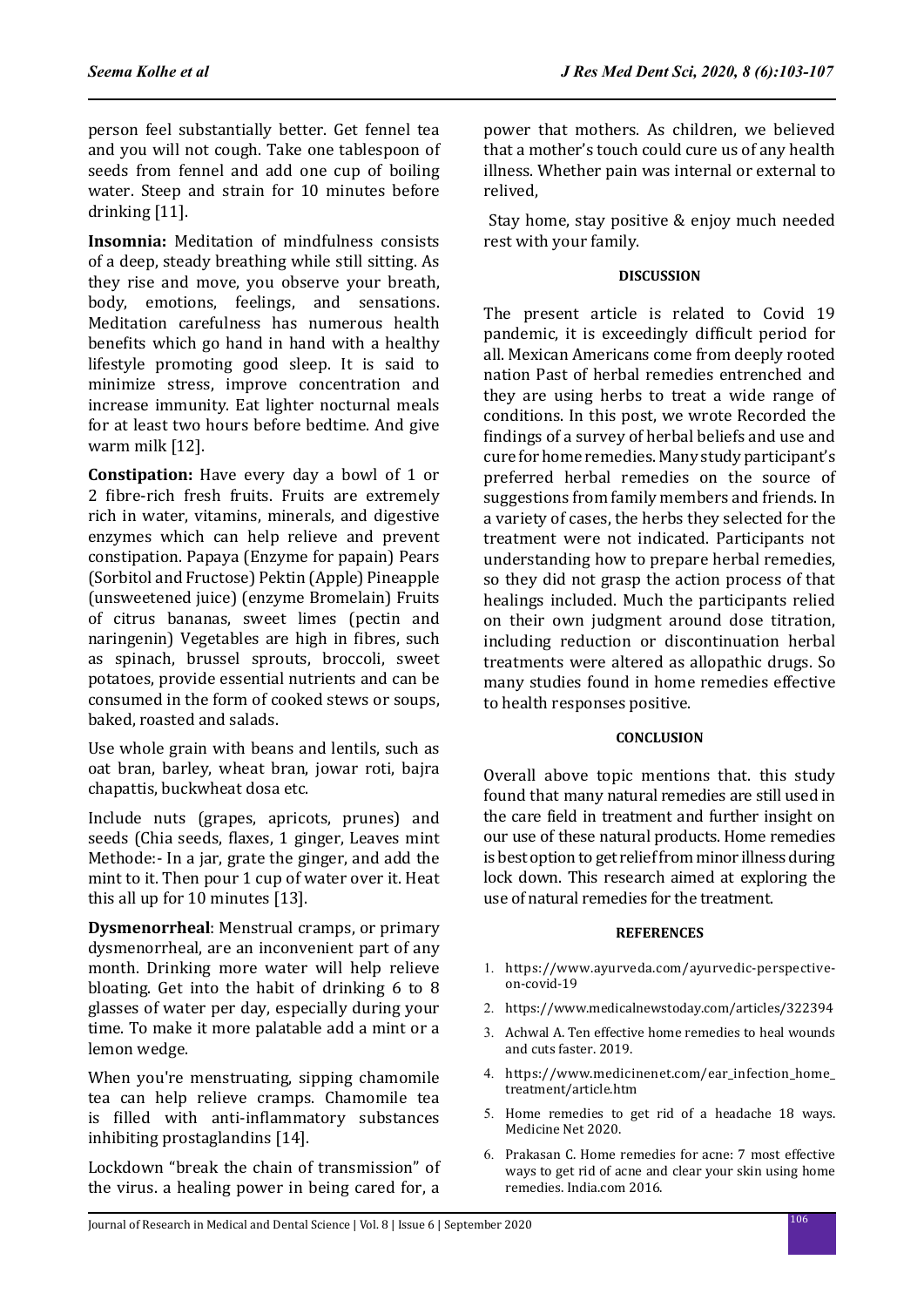person feel substantially better. Get fennel tea and you will not cough. Take one tablespoon of seeds from fennel and add one cup of boiling water. Steep and strain for 10 minutes before drinking [11].

**Insomnia:** Meditation of mindfulness consists of a deep, steady breathing while still sitting. As they rise and move, you observe your breath, body, emotions, feelings, and sensations. Meditation carefulness has numerous health benefits which go hand in hand with a healthy lifestyle promoting good sleep. It is said to minimize stress, improve concentration and increase immunity. Eat lighter nocturnal meals for at least two hours before bedtime. And give warm milk [12].

**Constipation:** Have every day a bowl of 1 or 2 fibre-rich fresh fruits. Fruits are extremely rich in water, vitamins, minerals, and digestive enzymes which can help relieve and prevent constipation. Papaya (Enzyme for papain) Pears (Sorbitol and Fructose) Pektin (Apple) Pineapple (unsweetened juice) (enzyme Bromelain) Fruits of citrus bananas, sweet limes (pectin and naringenin) Vegetables are high in fibres, such as spinach, brussel sprouts, broccoli, sweet potatoes, provide essential nutrients and can be consumed in the form of cooked stews or soups, baked, roasted and salads.

Use whole grain with beans and lentils, such as oat bran, barley, wheat bran, jowar roti, bajra chapattis, buckwheat dosa etc.

Include nuts (grapes, apricots, prunes) and seeds (Chia seeds, flaxes, 1 ginger, Leaves mint Methode:- In a jar, grate the ginger, and add the mint to it. Then pour 1 cup of water over it. Heat this all up for 10 minutes [13].

**Dysmenorrheal**: Menstrual cramps, or primary dysmenorrheal, are an inconvenient part of any month. Drinking more water will help relieve bloating. Get into the habit of drinking 6 to 8 glasses of water per day, especially during your time. To make it more palatable add a mint or a lemon wedge.

When you're menstruating, sipping chamomile tea can help relieve cramps. Chamomile tea is filled with anti-inflammatory substances inhibiting prostaglandins [14].

Lockdown "break the chain of transmission" of the virus. a healing power in being cared for, a power that mothers. As children, we believed that a mother's touch could cure us of any health illness. Whether pain was internal or external to relived,

Stay home, stay positive & enjoy much needed rest with your family.

## DISCUSSION

The present article is related to Covid 19 pandemic, it is exceedingly difficult period for all. Mexican Americans come from deeply rooted nation Past of herbal remedies entrenched and they are using herbs to treat a wide range of conditions. In this post, we wrote Recorded the findings of a survey of herbal beliefs and use and cure for home remedies. Many study participant's preferred herbal remedies on the source of suggestions from family members and friends. In a variety of cases, the herbs they selected for the treatment were not indicated. Participants not understanding how to prepare herbal remedies, so they did not grasp the action process of that healings included. Much the participants relied on their own judgment around dose titration, including reduction or discontinuation herbal treatments were altered as allopathic drugs. So many studies found in home remedies effective to health responses positive.

## CONCLUSION

Overall above topic mentions that. this study found that many natural remedies are still used in the care field in treatment and further insight on our use of these natural products. Home remedies is best option to get relief from minor illness during lock down. This research aimed at exploring the use of natural remedies for the treatment.

## REFERENCES

1. https://www.ayurveda.com/ayurvedic-perspective-on-covid-19
2. https://www.medicalnewstoday.com/articles/322394
3. Achwal A. Ten effective home remedies to heal wounds and cuts faster. 2019.
4. https://www.medicinenet.com/ear_infection_home_treatment/article.htm
5. Home remedies to get rid of a headache 18 ways. Medicine Net 2020.
6. Prakasan C. Home remedies for acne: 7 most effective ways to get rid of acne and clear your skin using home remedies. India.com 2016.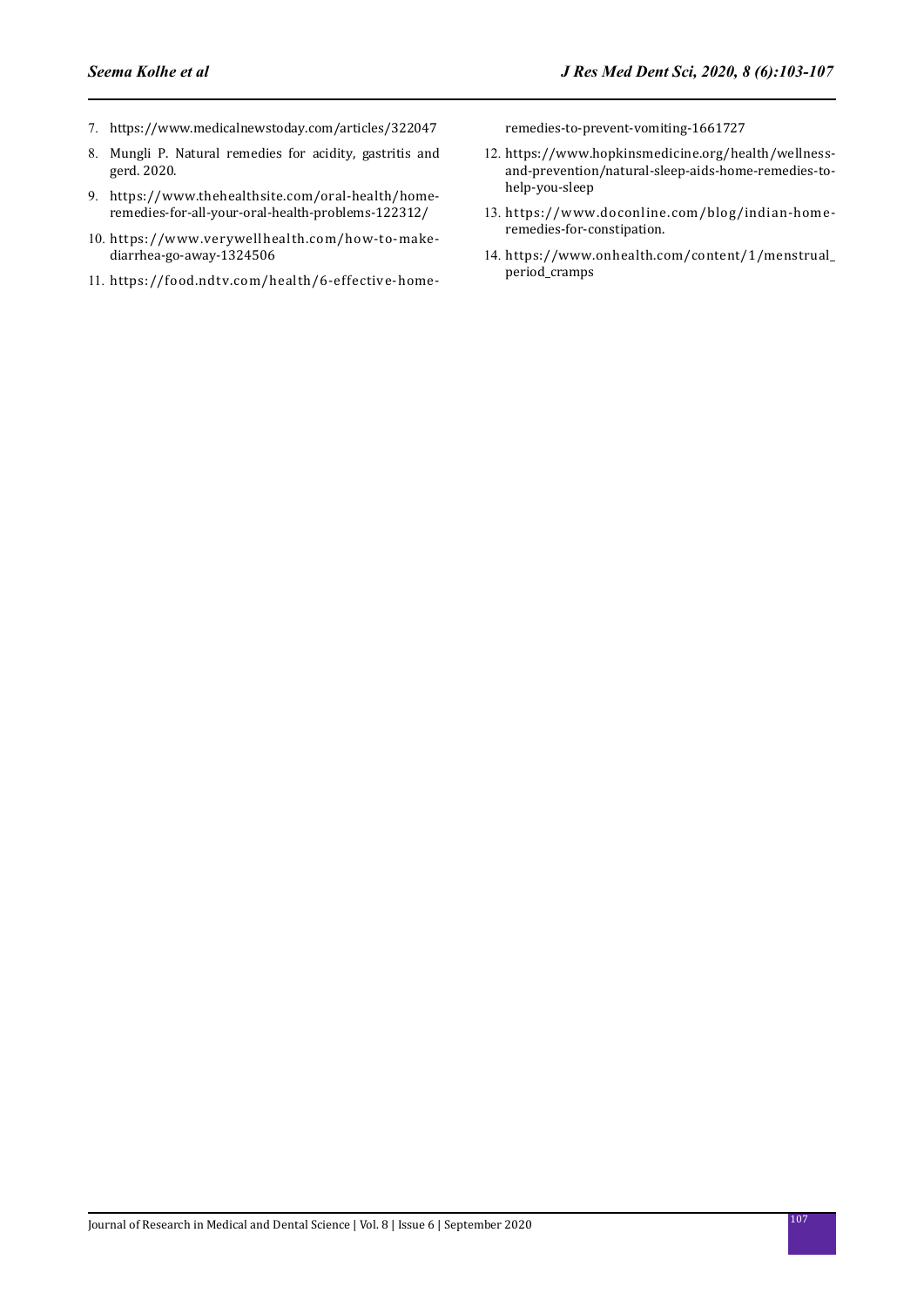7. https://www.medicalnewstoday.com/articles/322047
8. Mungli P. Natural remedies for acidity, gastritis and gerd. 2020.
9. https://www.thehealthsite.com/oral-health/home-remedies-for-all-your-oral-health-problems-122312/
10. https://www.verywellhealth.com/how-to-make-diarrhea-go-away-1324506
11. https://food.ndtv.com/health/6-effective-home-remedies-to-prevent-vomiting-1661727
12. https://www.hopkinsmedicine.org/health/wellness-and-prevention/natural-sleep-aids-home-remedies-to-help-you-sleep
13. https://www.doconline.com/blog/indian-home-remedies-for-constipation.
14. https://www.onhealth.com/content/1/menstrual_period_cramps